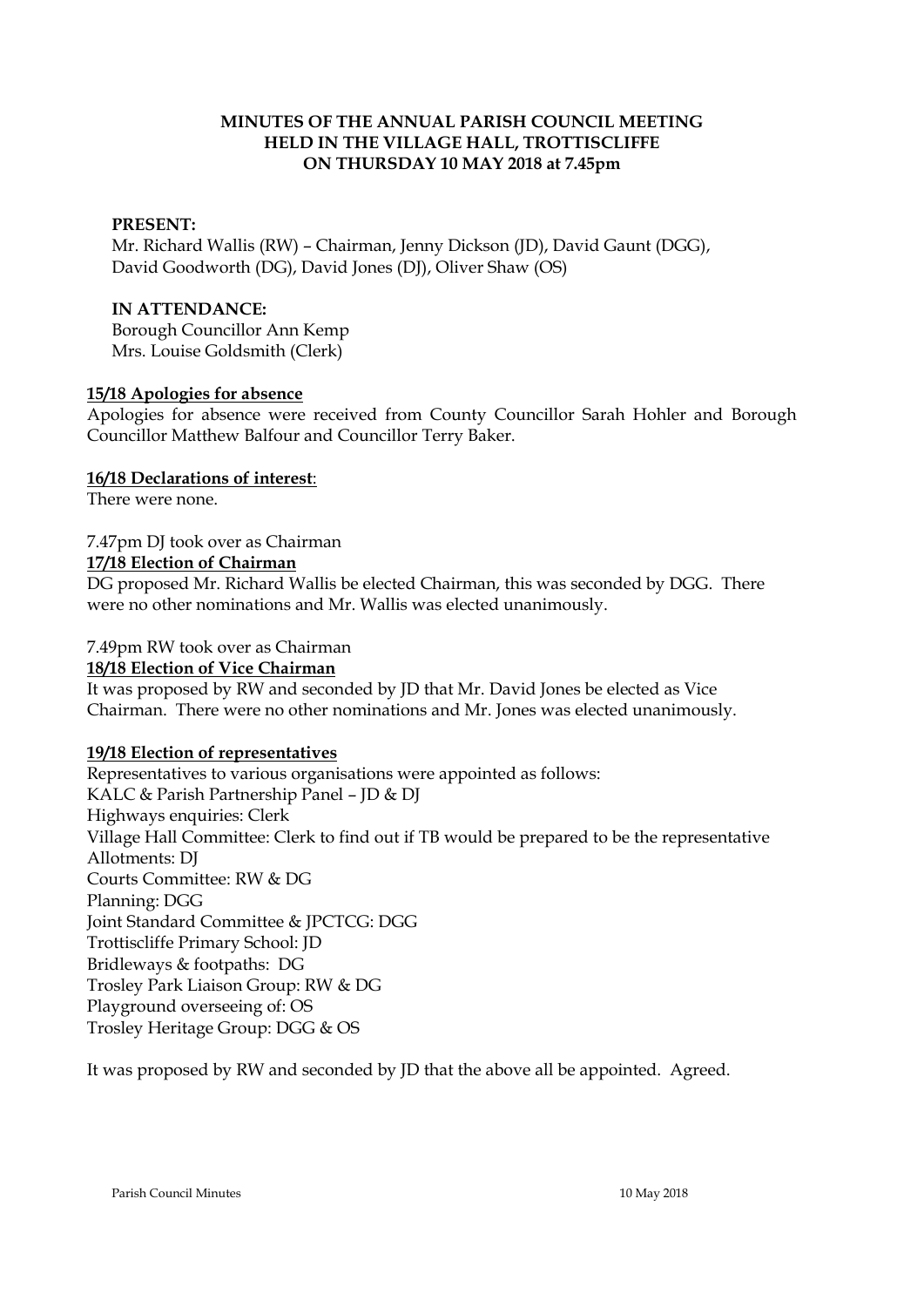# MINUTES OF THE ANNUAL PARISH COUNCIL MEETING HELD IN THE VILLAGE HALL, TROTTISCLIFFE ON THURSDAY 10 MAY 2018 at 7.45pm

**PRESENT:**
Mr. Richard Wallis (RW) – Chairman, Jenny Dickson (JD), David Gaunt (DGG), David Goodworth (DG), David Jones (DJ), Oliver Shaw (OS)

**IN ATTENDANCE:**
Borough Councillor Ann Kemp
Mrs. Louise Goldsmith (Clerk)

**15/18 Apologies for absence**

Apologies for absence were received from County Councillor Sarah Hohler and Borough Councillor Matthew Balfour and Councillor Terry Baker.

**16/18 Declarations of interest:**

There were none.

7.47pm DJ took over as Chairman

**17/18 Election of Chairman**

DG proposed Mr. Richard Wallis be elected Chairman, this was seconded by DGG. There were no other nominations and Mr. Wallis was elected unanimously.

7.49pm RW took over as Chairman

**18/18 Election of Vice Chairman**

It was proposed by RW and seconded by JD that Mr. David Jones be elected as Vice Chairman. There were no other nominations and Mr. Jones was elected unanimously.

**19/18 Election of representatives**

Representatives to various organisations were appointed as follows:
KALC & Parish Partnership Panel – JD & DJ
Highways enquiries: Clerk
Village Hall Committee: Clerk to find out if TB would be prepared to be the representative
Allotments: DJ
Courts Committee: RW & DG
Planning: DGG
Joint Standard Committee & JPCTCG: DGG
Trottiscliffe Primary School: JD
Bridleways & footpaths: DG
Trosley Park Liaison Group: RW & DG
Playground overseeing of: OS
Trosley Heritage Group: DGG & OS

It was proposed by RW and seconded by JD that the above all be appointed. Agreed.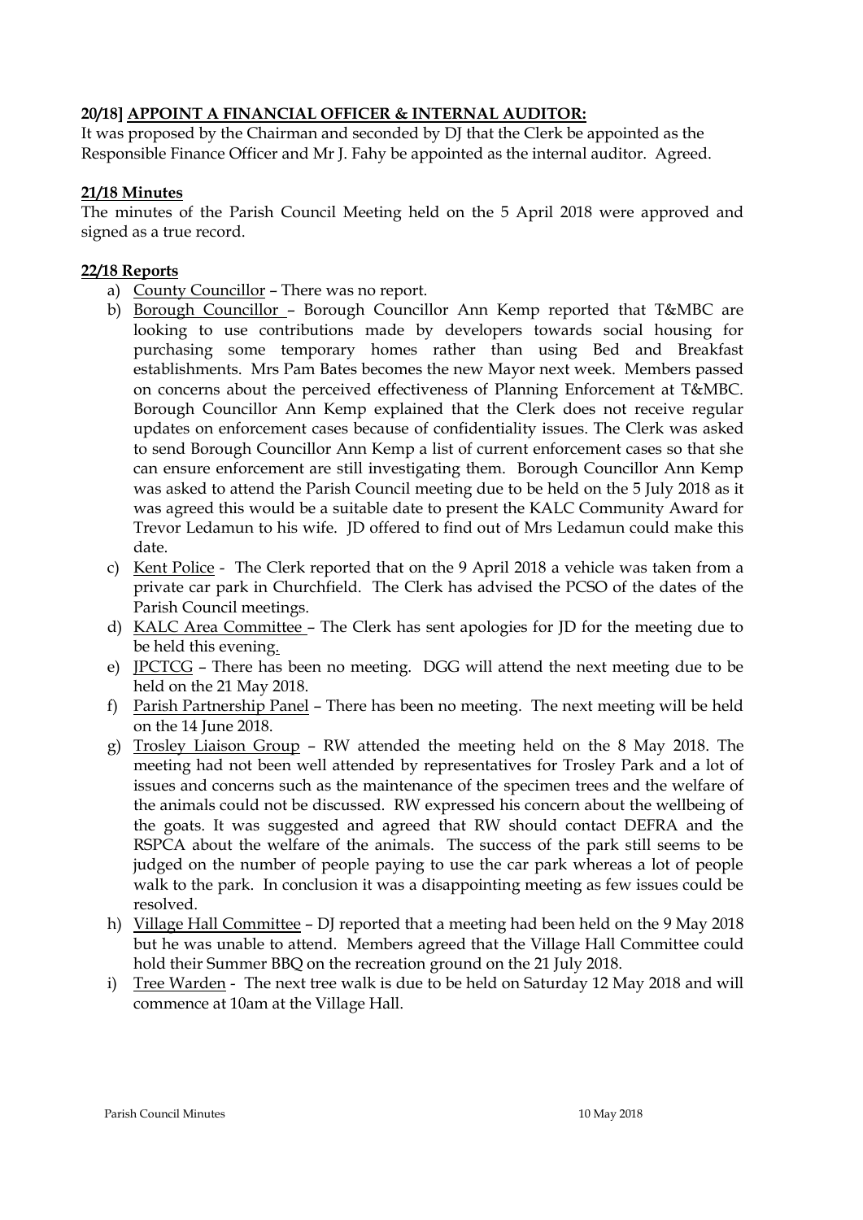**20/18] APPOINT A FINANCIAL OFFICER & INTERNAL AUDITOR:**

It was proposed by the Chairman and seconded by DJ that the Clerk be appointed as the Responsible Finance Officer and Mr J. Fahy be appointed as the internal auditor. Agreed.

**21/18 Minutes**

The minutes of the Parish Council Meeting held on the 5 April 2018 were approved and signed as a true record.

**22/18 Reports**

a) County Councillor – There was no report.
b) Borough Councillor – Borough Councillor Ann Kemp reported that T&MBC are looking to use contributions made by developers towards social housing for purchasing some temporary homes rather than using Bed and Breakfast establishments. Mrs Pam Bates becomes the new Mayor next week. Members passed on concerns about the perceived effectiveness of Planning Enforcement at T&MBC. Borough Councillor Ann Kemp explained that the Clerk does not receive regular updates on enforcement cases because of confidentiality issues. The Clerk was asked to send Borough Councillor Ann Kemp a list of current enforcement cases so that she can ensure enforcement are still investigating them. Borough Councillor Ann Kemp was asked to attend the Parish Council meeting due to be held on the 5 July 2018 as it was agreed this would be a suitable date to present the KALC Community Award for Trevor Ledamun to his wife. JD offered to find out of Mrs Ledamun could make this date.
c) Kent Police - The Clerk reported that on the 9 April 2018 a vehicle was taken from a private car park in Churchfield. The Clerk has advised the PCSO of the dates of the Parish Council meetings.
d) KALC Area Committee – The Clerk has sent apologies for JD for the meeting due to be held this evening.
e) JPCTCG – There has been no meeting. DGG will attend the next meeting due to be held on the 21 May 2018.
f) Parish Partnership Panel – There has been no meeting. The next meeting will be held on the 14 June 2018.
g) Trosley Liaison Group – RW attended the meeting held on the 8 May 2018. The meeting had not been well attended by representatives for Trosley Park and a lot of issues and concerns such as the maintenance of the specimen trees and the welfare of the animals could not be discussed. RW expressed his concern about the wellbeing of the goats. It was suggested and agreed that RW should contact DEFRA and the RSPCA about the welfare of the animals. The success of the park still seems to be judged on the number of people paying to use the car park whereas a lot of people walk to the park. In conclusion it was a disappointing meeting as few issues could be resolved.
h) Village Hall Committee – DJ reported that a meeting had been held on the 9 May 2018 but he was unable to attend. Members agreed that the Village Hall Committee could hold their Summer BBQ on the recreation ground on the 21 July 2018.
i) Tree Warden - The next tree walk is due to be held on Saturday 12 May 2018 and will commence at 10am at the Village Hall.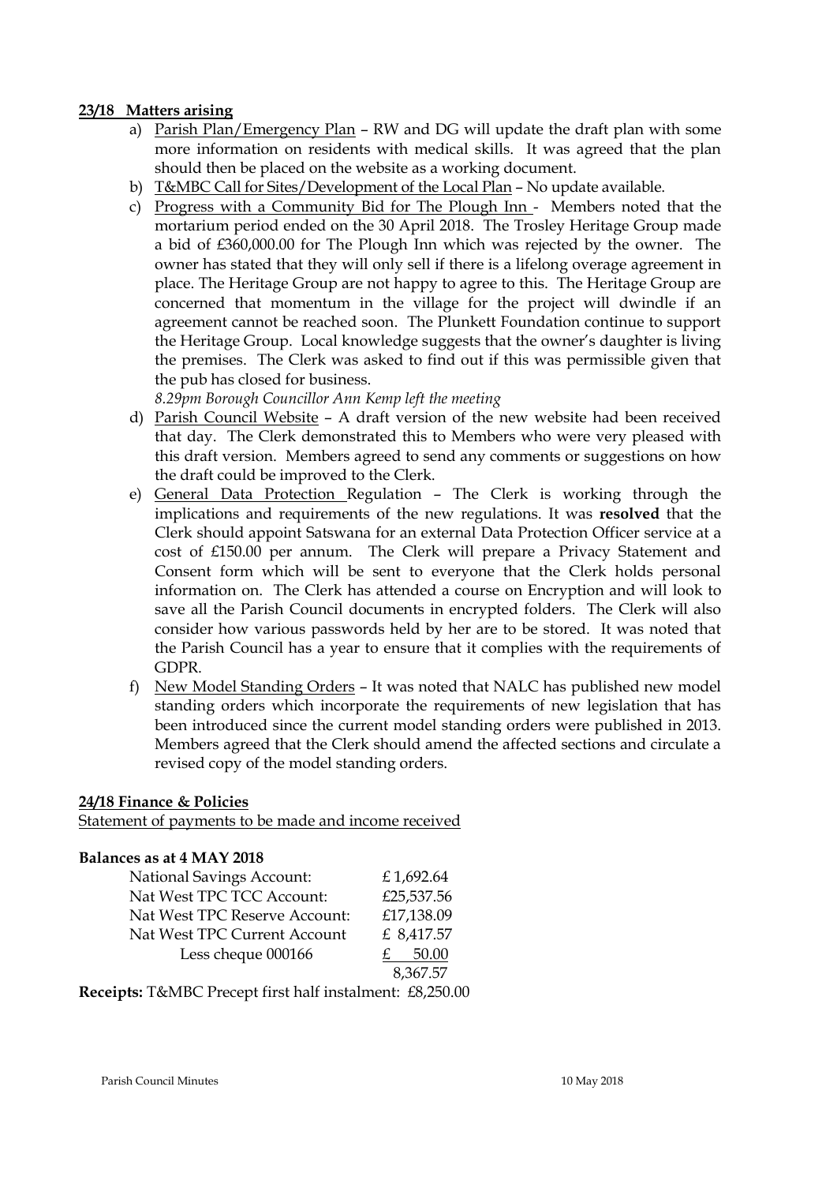**23/18 Matters arising**

a) Parish Plan/Emergency Plan – RW and DG will update the draft plan with some more information on residents with medical skills. It was agreed that the plan should then be placed on the website as a working document.

b) T&MBC Call for Sites/Development of the Local Plan – No update available.

c) Progress with a Community Bid for The Plough Inn - Members noted that the mortarium period ended on the 30 April 2018. The Trosley Heritage Group made a bid of £360,000.00 for The Plough Inn which was rejected by the owner. The owner has stated that they will only sell if there is a lifelong overage agreement in place. The Heritage Group are not happy to agree to this. The Heritage Group are concerned that momentum in the village for the project will dwindle if an agreement cannot be reached soon. The Plunkett Foundation continue to support the Heritage Group. Local knowledge suggests that the owner's daughter is living the premises. The Clerk was asked to find out if this was permissible given that the pub has closed for business.

*8.29pm Borough Councillor Ann Kemp left the meeting*

d) Parish Council Website – A draft version of the new website had been received that day. The Clerk demonstrated this to Members who were very pleased with this draft version. Members agreed to send any comments or suggestions on how the draft could be improved to the Clerk.

e) General Data Protection Regulation – The Clerk is working through the implications and requirements of the new regulations. It was **resolved** that the Clerk should appoint Satswana for an external Data Protection Officer service at a cost of £150.00 per annum. The Clerk will prepare a Privacy Statement and Consent form which will be sent to everyone that the Clerk holds personal information on. The Clerk has attended a course on Encryption and will look to save all the Parish Council documents in encrypted folders. The Clerk will also consider how various passwords held by her are to be stored. It was noted that the Parish Council has a year to ensure that it complies with the requirements of GDPR.

f) New Model Standing Orders – It was noted that NALC has published new model standing orders which incorporate the requirements of new legislation that has been introduced since the current model standing orders were published in 2013. Members agreed that the Clerk should amend the affected sections and circulate a revised copy of the model standing orders.

**24/18 Finance & Policies**

Statement of payments to be made and income received

**Balances as at 4 MAY 2018**

| | |
|---|---|
| National Savings Account: | £ 1,692.64 |
| Nat West TPC TCC Account: | £25,537.56 |
| Nat West TPC Reserve Account: | £17,138.09 |
| Nat West TPC Current Account | £ 8,417.57 |
| Less cheque 000166 | £ 50.00 |
| | 8,367.57 |

**Receipts:** T&MBC Precept first half instalment: £8,250.00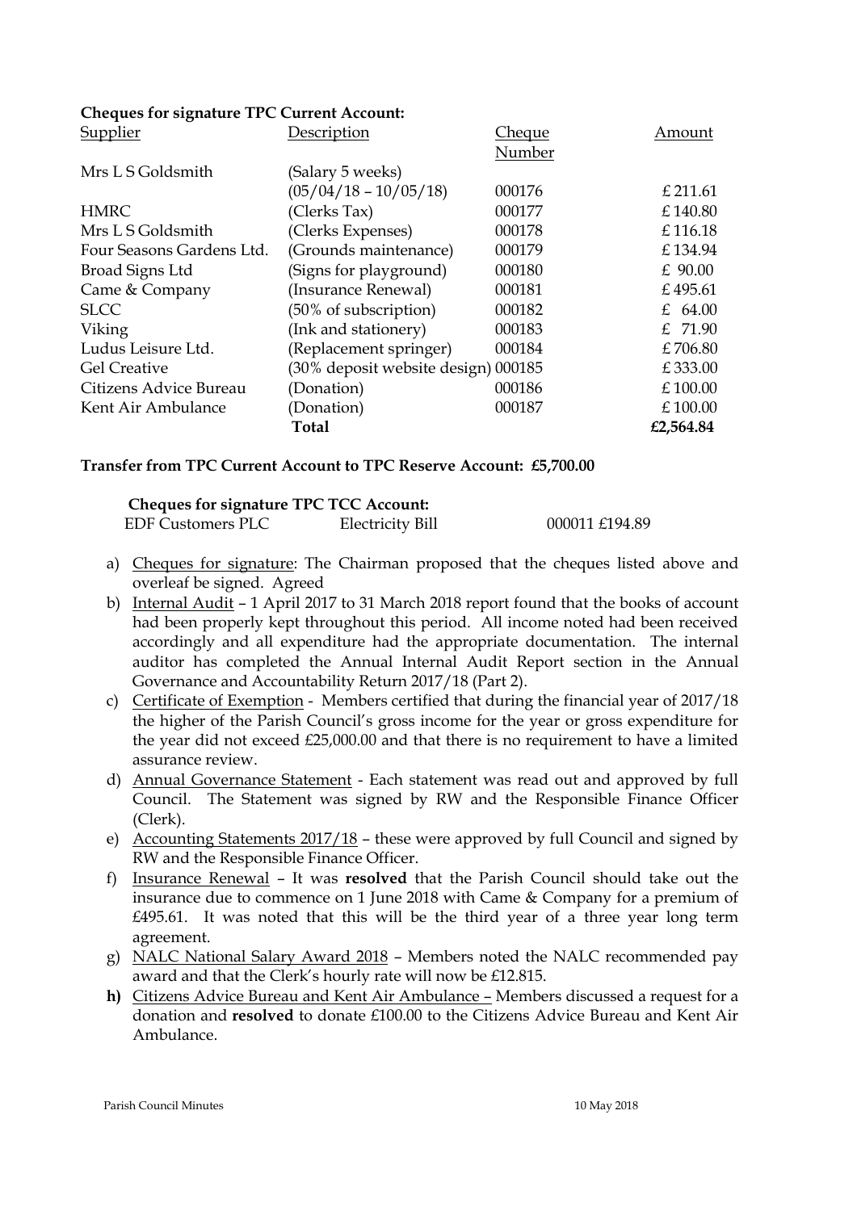**Cheques for signature TPC Current Account:**

| Supplier | Description | Cheque Number | Amount |
|---|---|---|---|
| Mrs L S Goldsmith | (Salary 5 weeks) (05/04/18 – 10/05/18) | 000176 | £ 211.61 |
| HMRC | (Clerks Tax) | 000177 | £ 140.80 |
| Mrs L S Goldsmith | (Clerks Expenses) | 000178 | £ 116.18 |
| Four Seasons Gardens Ltd. | (Grounds maintenance) | 000179 | £ 134.94 |
| Broad Signs Ltd | (Signs for playground) | 000180 | £ 90.00 |
| Came & Company | (Insurance Renewal) | 000181 | £ 495.61 |
| SLCC | (50% of subscription) | 000182 | £ 64.00 |
| Viking | (Ink and stationery) | 000183 | £ 71.90 |
| Ludus Leisure Ltd. | (Replacement springer) | 000184 | £ 706.80 |
| Gel Creative | (30% deposit website design) | 000185 | £ 333.00 |
| Citizens Advice Bureau | (Donation) | 000186 | £ 100.00 |
| Kent Air Ambulance | (Donation) | 000187 | £ 100.00 |
| | **Total** | | **£2,564.84** |

**Transfer from TPC Current Account to TPC Reserve Account: £5,700.00**

**Cheques for signature TPC TCC Account:**

| | | | |
|---|---|---|---|
| EDF Customers PLC | Electricity Bill | 000011 | £194.89 |

a) Cheques for signature: The Chairman proposed that the cheques listed above and overleaf be signed. Agreed

b) Internal Audit – 1 April 2017 to 31 March 2018 report found that the books of account had been properly kept throughout this period. All income noted had been received accordingly and all expenditure had the appropriate documentation. The internal auditor has completed the Annual Internal Audit Report section in the Annual Governance and Accountability Return 2017/18 (Part 2).

c) Certificate of Exemption - Members certified that during the financial year of 2017/18 the higher of the Parish Council's gross income for the year or gross expenditure for the year did not exceed £25,000.00 and that there is no requirement to have a limited assurance review.

d) Annual Governance Statement - Each statement was read out and approved by full Council. The Statement was signed by RW and the Responsible Finance Officer (Clerk).

e) Accounting Statements 2017/18 – these were approved by full Council and signed by RW and the Responsible Finance Officer.

f) Insurance Renewal – It was **resolved** that the Parish Council should take out the insurance due to commence on 1 June 2018 with Came & Company for a premium of £495.61. It was noted that this will be the third year of a three year long term agreement.

g) NALC National Salary Award 2018 – Members noted the NALC recommended pay award and that the Clerk's hourly rate will now be £12.815.

**h)** Citizens Advice Bureau and Kent Air Ambulance – Members discussed a request for a donation and **resolved** to donate £100.00 to the Citizens Advice Bureau and Kent Air Ambulance.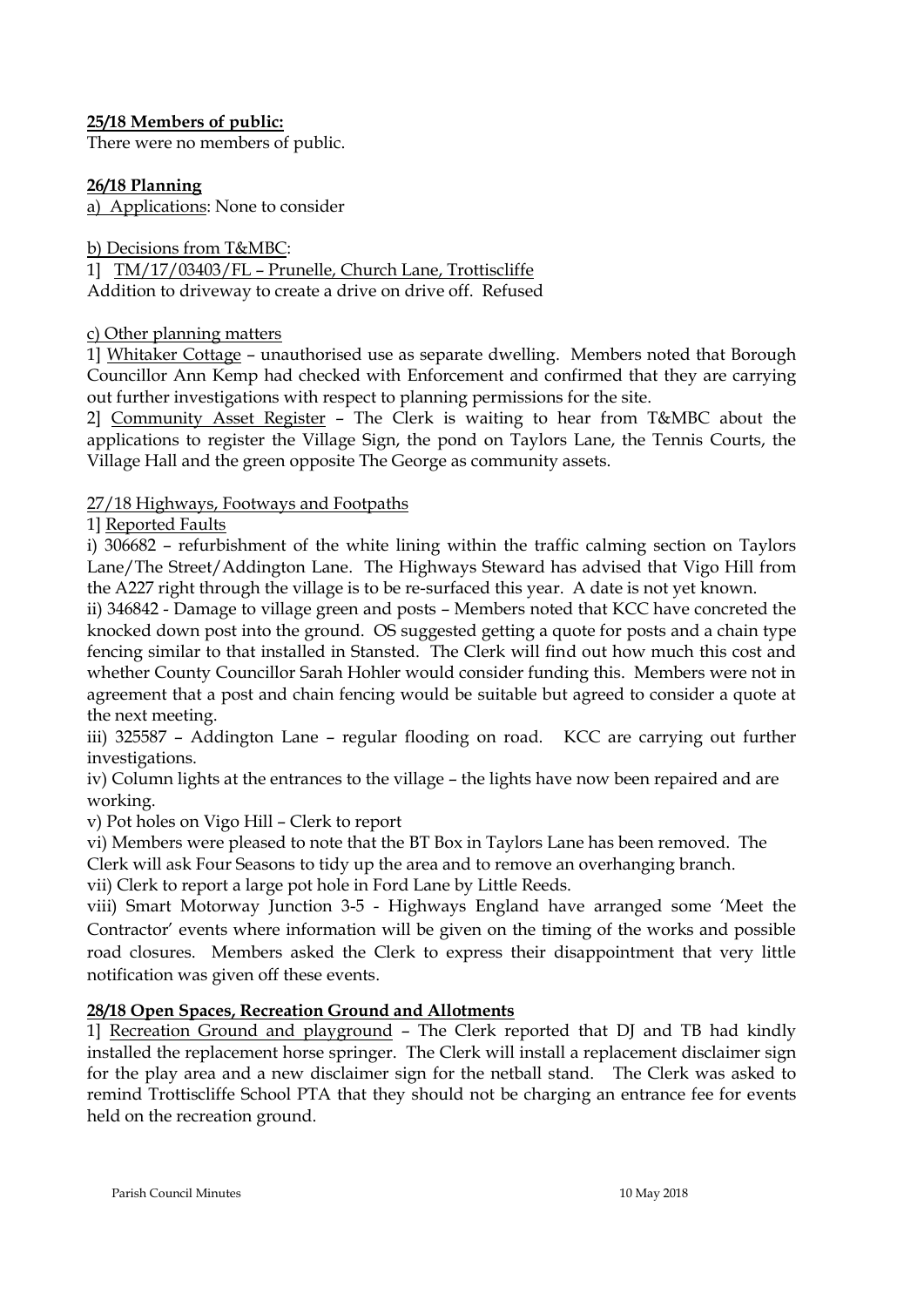**25/18 Members of public:**
There were no members of public.

**26/18 Planning**

a) Applications: None to consider

b) Decisions from T&MBC:

1] TM/17/03403/FL – Prunelle, Church Lane, Trottiscliffe
Addition to driveway to create a drive on drive off. Refused

c) Other planning matters

1] Whitaker Cottage – unauthorised use as separate dwelling. Members noted that Borough Councillor Ann Kemp had checked with Enforcement and confirmed that they are carrying out further investigations with respect to planning permissions for the site.

2] Community Asset Register – The Clerk is waiting to hear from T&MBC about the applications to register the Village Sign, the pond on Taylors Lane, the Tennis Courts, the Village Hall and the green opposite The George as community assets.

27/18 Highways, Footways and Footpaths

1] Reported Faults

i) 306682 – refurbishment of the white lining within the traffic calming section on Taylors Lane/The Street/Addington Lane. The Highways Steward has advised that Vigo Hill from the A227 right through the village is to be re-surfaced this year. A date is not yet known.

ii) 346842 - Damage to village green and posts – Members noted that KCC have concreted the knocked down post into the ground. OS suggested getting a quote for posts and a chain type fencing similar to that installed in Stansted. The Clerk will find out how much this cost and whether County Councillor Sarah Hohler would consider funding this. Members were not in agreement that a post and chain fencing would be suitable but agreed to consider a quote at the next meeting.

iii) 325587 – Addington Lane – regular flooding on road. KCC are carrying out further investigations.

iv) Column lights at the entrances to the village – the lights have now been repaired and are working.

v) Pot holes on Vigo Hill – Clerk to report

vi) Members were pleased to note that the BT Box in Taylors Lane has been removed. The Clerk will ask Four Seasons to tidy up the area and to remove an overhanging branch.

vii) Clerk to report a large pot hole in Ford Lane by Little Reeds.

viii) Smart Motorway Junction 3-5 - Highways England have arranged some 'Meet the Contractor' events where information will be given on the timing of the works and possible road closures. Members asked the Clerk to express their disappointment that very little notification was given off these events.

**28/18 Open Spaces, Recreation Ground and Allotments**

1] Recreation Ground and playground – The Clerk reported that DJ and TB had kindly installed the replacement horse springer. The Clerk will install a replacement disclaimer sign for the play area and a new disclaimer sign for the netball stand. The Clerk was asked to remind Trottiscliffe School PTA that they should not be charging an entrance fee for events held on the recreation ground.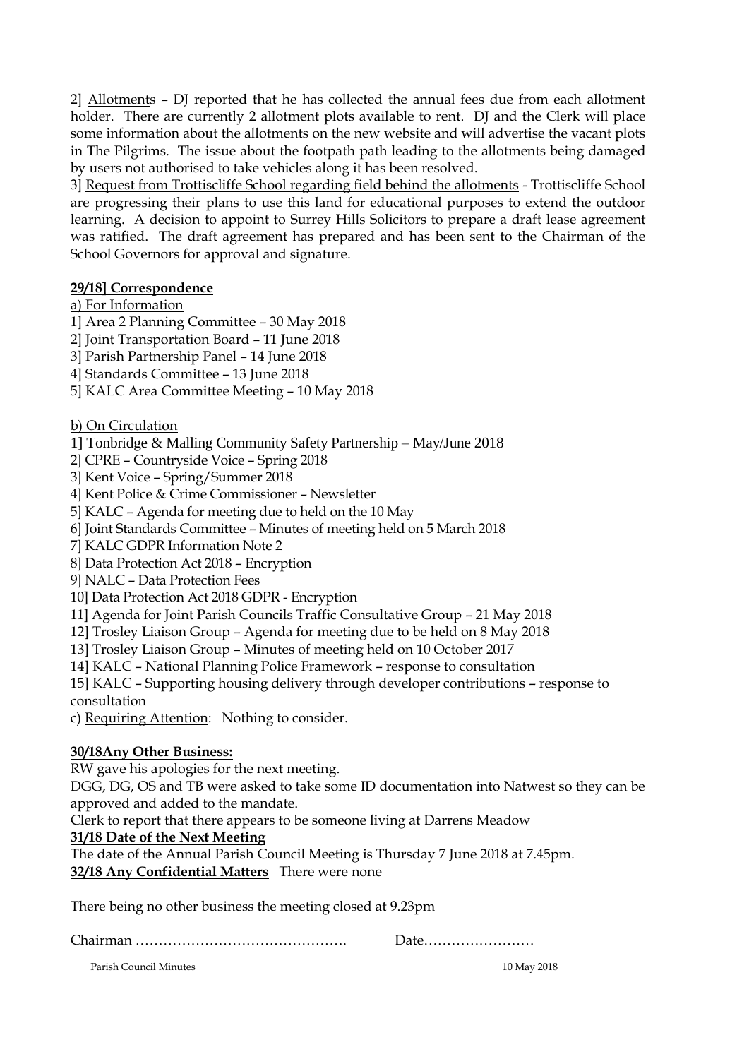2] Allotments – DJ reported that he has collected the annual fees due from each allotment holder. There are currently 2 allotment plots available to rent. DJ and the Clerk will place some information about the allotments on the new website and will advertise the vacant plots in The Pilgrims. The issue about the footpath path leading to the allotments being damaged by users not authorised to take vehicles along it has been resolved.

3] Request from Trottiscliffe School regarding field behind the allotments - Trottiscliffe School are progressing their plans to use this land for educational purposes to extend the outdoor learning. A decision to appoint to Surrey Hills Solicitors to prepare a draft lease agreement was ratified. The draft agreement has prepared and has been sent to the Chairman of the School Governors for approval and signature.

**29/18] Correspondence**

a) For Information

1] Area 2 Planning Committee – 30 May 2018
2] Joint Transportation Board – 11 June 2018
3] Parish Partnership Panel – 14 June 2018
4] Standards Committee – 13 June 2018
5] KALC Area Committee Meeting – 10 May 2018

b) On Circulation

1] Tonbridge & Malling Community Safety Partnership – May/June 2018
2] CPRE – Countryside Voice – Spring 2018
3] Kent Voice – Spring/Summer 2018
4] Kent Police & Crime Commissioner – Newsletter
5] KALC – Agenda for meeting due to held on the 10 May
6] Joint Standards Committee – Minutes of meeting held on 5 March 2018
7] KALC GDPR Information Note 2
8] Data Protection Act 2018 – Encryption
9] NALC – Data Protection Fees
10] Data Protection Act 2018 GDPR - Encryption
11] Agenda for Joint Parish Councils Traffic Consultative Group – 21 May 2018
12] Trosley Liaison Group – Agenda for meeting due to be held on 8 May 2018
13] Trosley Liaison Group – Minutes of meeting held on 10 October 2017
14] KALC – National Planning Police Framework – response to consultation
15] KALC – Supporting housing delivery through developer contributions – response to consultation

c) Requiring Attention: Nothing to consider.

**30/18Any Other Business:**

RW gave his apologies for the next meeting.

DGG, DG, OS and TB were asked to take some ID documentation into Natwest so they can be approved and added to the mandate.

Clerk to report that there appears to be someone living at Darrens Meadow

**31/18 Date of the Next Meeting**

The date of the Annual Parish Council Meeting is Thursday 7 June 2018 at 7.45pm.

**32/18 Any Confidential Matters** There were none

There being no other business the meeting closed at 9.23pm

Chairman ………………………………………. Date……………………